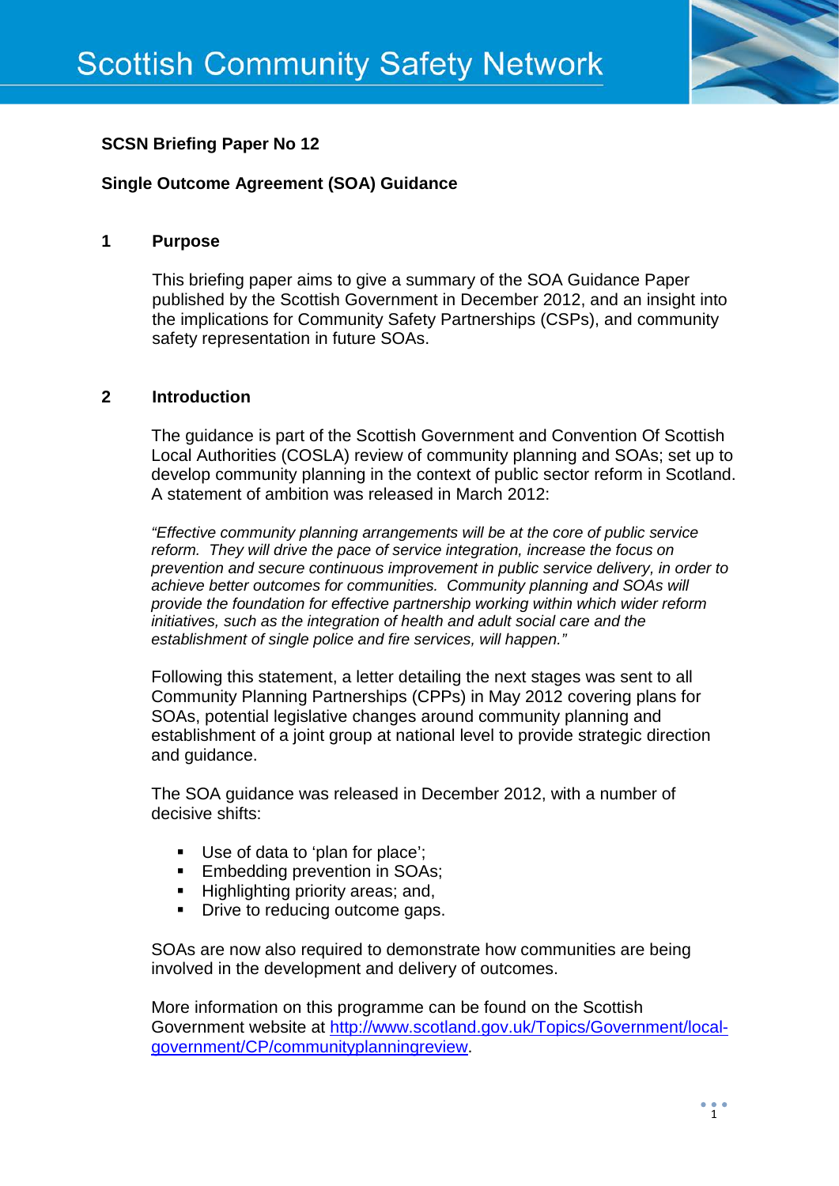# Scottish Community Safety Network

**SCSN Briefing Paper No 12**

**Single Outcome Agreement (SOA) Guidance**

## 1 Purpose

This briefing paper aims to give a summary of the SOA Guidance Paper published by the Scottish Government in December 2012, and an insight into the implications for Community Safety Partnerships (CSPs), and community safety representation in future SOAs.

## 2 Introduction

The guidance is part of the Scottish Government and Convention Of Scottish Local Authorities (COSLA) review of community planning and SOAs; set up to develop community planning in the context of public sector reform in Scotland. A statement of ambition was released in March 2012:

*"Effective community planning arrangements will be at the core of public service reform. They will drive the pace of service integration, increase the focus on prevention and secure continuous improvement in public service delivery, in order to achieve better outcomes for communities. Community planning and SOAs will provide the foundation for effective partnership working within which wider reform initiatives, such as the integration of health and adult social care and the establishment of single police and fire services, will happen."*

Following this statement, a letter detailing the next stages was sent to all Community Planning Partnerships (CPPs) in May 2012 covering plans for SOAs, potential legislative changes around community planning and establishment of a joint group at national level to provide strategic direction and guidance.

The SOA guidance was released in December 2012, with a number of decisive shifts:

- Use of data to 'plan for place';
- Embedding prevention in SOAs;
- Highlighting priority areas; and,
- Drive to reducing outcome gaps.

SOAs are now also required to demonstrate how communities are being involved in the development and delivery of outcomes.

More information on this programme can be found on the Scottish Government website at [http://www.scotland.gov.uk/Topics/Government/local-government/CP/communityplanningreview](http://www.scotland.gov.uk/Topics/Government/local-government/CP/communityplanningreview).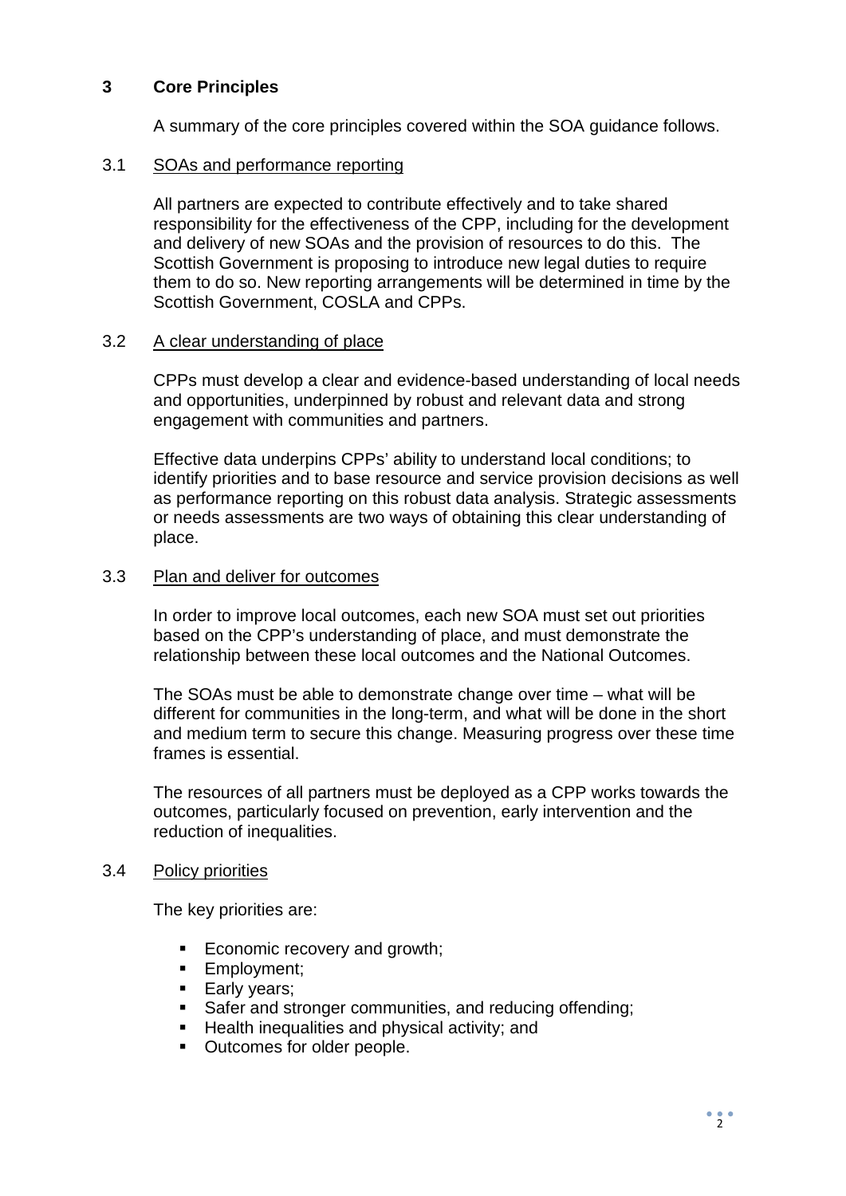## 3 Core Principles

A summary of the core principles covered within the SOA guidance follows.

### 3.1 SOAs and performance reporting

All partners are expected to contribute effectively and to take shared responsibility for the effectiveness of the CPP, including for the development and delivery of new SOAs and the provision of resources to do this. The Scottish Government is proposing to introduce new legal duties to require them to do so. New reporting arrangements will be determined in time by the Scottish Government, COSLA and CPPs.

### 3.2 A clear understanding of place

CPPs must develop a clear and evidence-based understanding of local needs and opportunities, underpinned by robust and relevant data and strong engagement with communities and partners.

Effective data underpins CPPs' ability to understand local conditions; to identify priorities and to base resource and service provision decisions as well as performance reporting on this robust data analysis. Strategic assessments or needs assessments are two ways of obtaining this clear understanding of place.

### 3.3 Plan and deliver for outcomes

In order to improve local outcomes, each new SOA must set out priorities based on the CPP's understanding of place, and must demonstrate the relationship between these local outcomes and the National Outcomes.

The SOAs must be able to demonstrate change over time – what will be different for communities in the long-term, and what will be done in the short and medium term to secure this change. Measuring progress over these time frames is essential.

The resources of all partners must be deployed as a CPP works towards the outcomes, particularly focused on prevention, early intervention and the reduction of inequalities.

### 3.4 Policy priorities

The key priorities are:

- Economic recovery and growth;
- Employment;
- Early years;
- Safer and stronger communities, and reducing offending;
- Health inequalities and physical activity; and
- Outcomes for older people.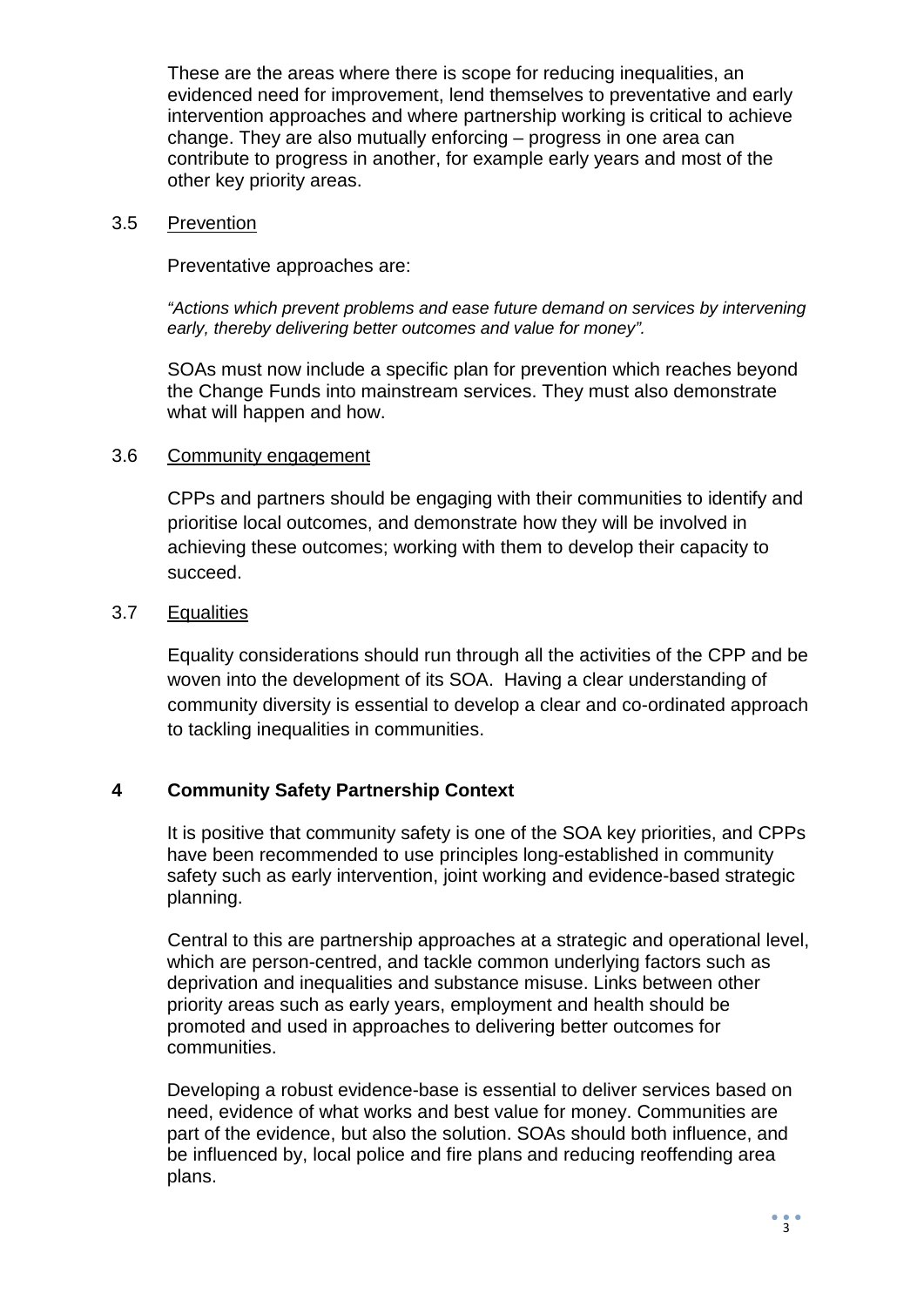These are the areas where there is scope for reducing inequalities, an evidenced need for improvement, lend themselves to preventative and early intervention approaches and where partnership working is critical to achieve change. They are also mutually enforcing – progress in one area can contribute to progress in another, for example early years and most of the other key priority areas.

### 3.5 Prevention

Preventative approaches are:

*"Actions which prevent problems and ease future demand on services by intervening early, thereby delivering better outcomes and value for money".*

SOAs must now include a specific plan for prevention which reaches beyond the Change Funds into mainstream services. They must also demonstrate what will happen and how.

### 3.6 Community engagement

CPPs and partners should be engaging with their communities to identify and prioritise local outcomes, and demonstrate how they will be involved in achieving these outcomes; working with them to develop their capacity to succeed.

### 3.7 Equalities

Equality considerations should run through all the activities of the CPP and be woven into the development of its SOA. Having a clear understanding of community diversity is essential to develop a clear and co-ordinated approach to tackling inequalities in communities.

## 4 Community Safety Partnership Context

It is positive that community safety is one of the SOA key priorities, and CPPs have been recommended to use principles long-established in community safety such as early intervention, joint working and evidence-based strategic planning.

Central to this are partnership approaches at a strategic and operational level, which are person-centred, and tackle common underlying factors such as deprivation and inequalities and substance misuse. Links between other priority areas such as early years, employment and health should be promoted and used in approaches to delivering better outcomes for communities.

Developing a robust evidence-base is essential to deliver services based on need, evidence of what works and best value for money. Communities are part of the evidence, but also the solution. SOAs should both influence, and be influenced by, local police and fire plans and reducing reoffending area plans.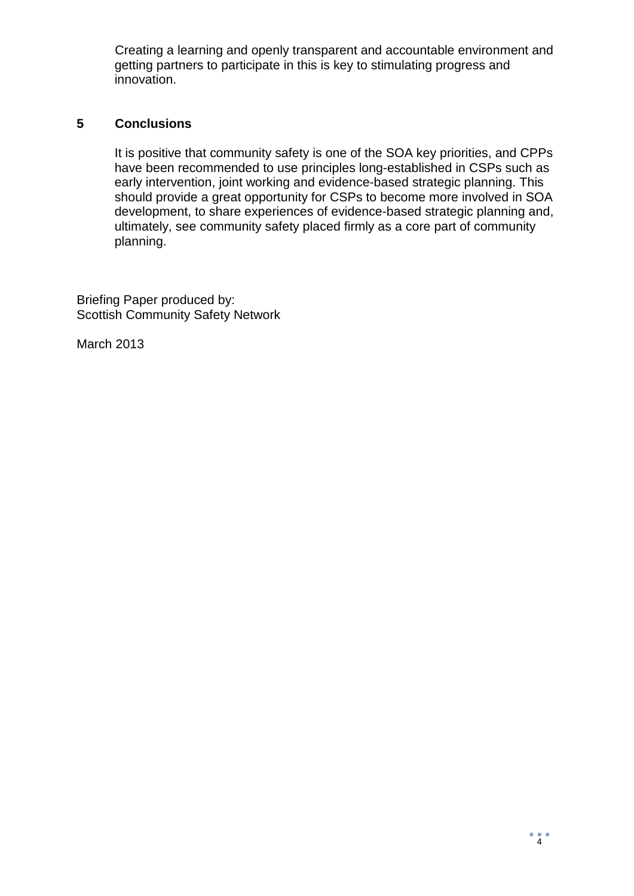Creating a learning and openly transparent and accountable environment and getting partners to participate in this is key to stimulating progress and innovation.

## 5 Conclusions

It is positive that community safety is one of the SOA key priorities, and CPPs have been recommended to use principles long-established in CSPs such as early intervention, joint working and evidence-based strategic planning. This should provide a great opportunity for CSPs to become more involved in SOA development, to share experiences of evidence-based strategic planning and, ultimately, see community safety placed firmly as a core part of community planning.

Briefing Paper produced by:
Scottish Community Safety Network

March 2013